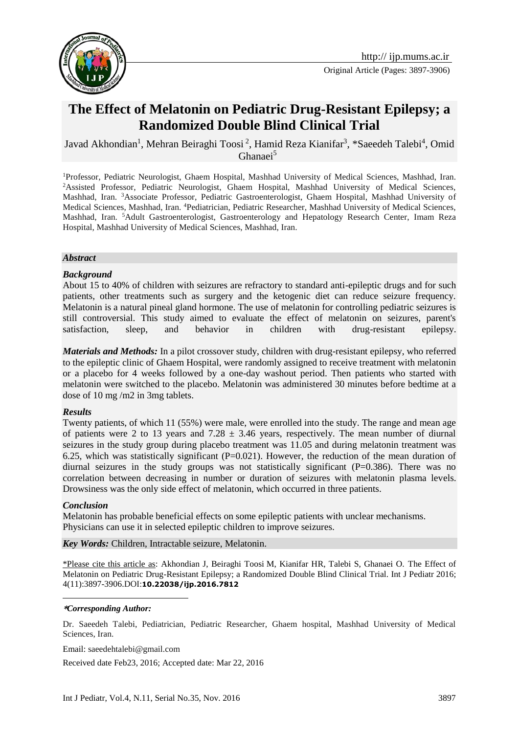Original Article (Pages: 3897-3906)

# The Effect of Melatonin on Pediatric Drug-Resistant Epilepsy; a Randomized Double Blind Clinical Trial

Javad Akhondian[1], Mehran Beiraghi Toosi [2], Hamid Reza Kianifar[3], *Saeedeh Talebi[4], Omid Ghanaei[5]

[1]Professor, Pediatric Neurologist, Ghaem Hospital, Mashhad University of Medical Sciences, Mashhad, Iran. [2]Assisted Professor, Pediatric Neurologist, Ghaem Hospital, Mashhad University of Medical Sciences, Mashhad, Iran. [3]Associate Professor, Pediatric Gastroenterologist, Ghaem Hospital, Mashhad University of Medical Sciences, Mashhad, Iran. [4]Pediatrician, Pediatric Researcher, Mashhad University of Medical Sciences, Mashhad, Iran. [5]Adult Gastroenterologist, Gastroenterology and Hepatology Research Center, Imam Reza Hospital, Mashhad University of Medical Sciences, Mashhad, Iran.

## *Abstract*

### *Background*

About 15 to 40% of children with seizures are refractory to standard anti-epileptic drugs and for such patients, other treatments such as surgery and the ketogenic diet can reduce seizure frequency. Melatonin is a natural pineal gland hormone. The use of melatonin for controlling pediatric seizures is still controversial. This study aimed to evaluate the effect of melatonin on seizures, parent's satisfaction, sleep, and behavior in children with drug-resistant epilepsy.

***Materials and Methods:*** In a pilot crossover study, children with drug-resistant epilepsy, who referred to the epileptic clinic of Ghaem Hospital, were randomly assigned to receive treatment with melatonin or a placebo for 4 weeks followed by a one-day washout period. Then patients who started with melatonin were switched to the placebo. Melatonin was administered 30 minutes before bedtime at a dose of 10 mg /m2 in 3mg tablets.

### *Results*

Twenty patients, of which 11 (55%) were male, were enrolled into the study. The range and mean age of patients were 2 to 13 years and $7.28 \pm 3.46$ years, respectively. The mean number of diurnal seizures in the study group during placebo treatment was 11.05 and during melatonin treatment was 6.25, which was statistically significant (P=0.021). However, the reduction of the mean duration of diurnal seizures in the study groups was not statistically significant (P=0.386). There was no correlation between decreasing in number or duration of seizures with melatonin plasma levels. Drowsiness was the only side effect of melatonin, which occurred in three patients.

### *Conclusion*

Melatonin has probable beneficial effects on some epileptic patients with unclear mechanisms. Physicians can use it in selected epileptic children to improve seizures.

***Key Words:*** Children, Intractable seizure, Melatonin.

*Please cite this article as: Akhondian J, Beiraghi Toosi M, Kianifar HR, Talebi S, Ghanaei O. The Effect of Melatonin on Pediatric Drug-Resistant Epilepsy; a Randomized Double Blind Clinical Trial. Int J Pediatr 2016; 4(11):3897-3906.DOI:**10.22038/ijp.2016.7812**

***Corresponding Author:***

Dr. Saeedeh Talebi, Pediatrician, Pediatric Researcher, Ghaem hospital, Mashhad University of Medical Sciences, Iran.

Email: saeedehtalebi@gmail.com

Received date Feb23, 2016; Accepted date: Mar 22, 2016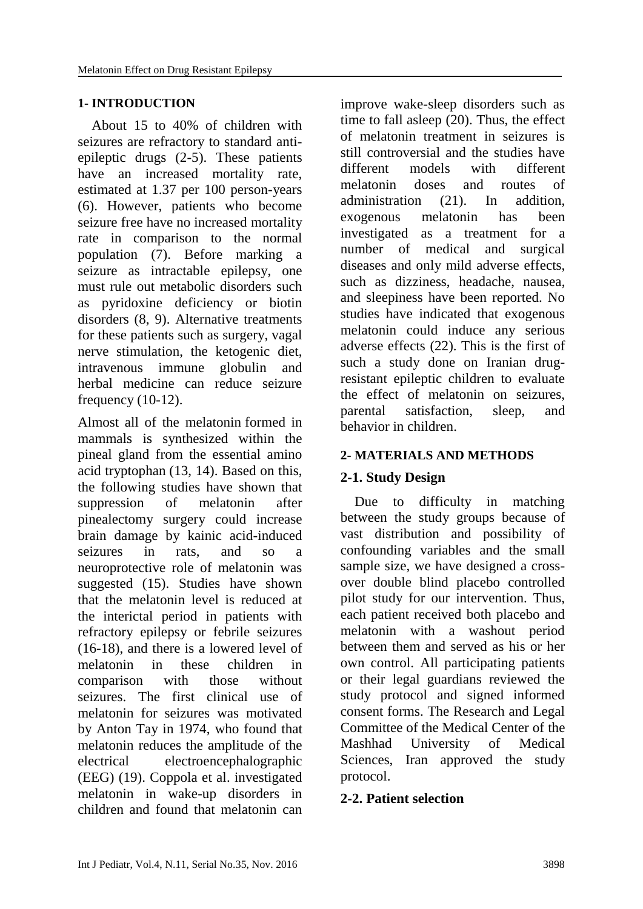## 1- INTRODUCTION

About 15 to 40% of children with seizures are refractory to standard anti-epileptic drugs (2-5). These patients have an increased mortality rate, estimated at 1.37 per 100 person-years (6). However, patients who become seizure free have no increased mortality rate in comparison to the normal population (7). Before marking a seizure as intractable epilepsy, one must rule out metabolic disorders such as pyridoxine deficiency or biotin disorders (8, 9). Alternative treatments for these patients such as surgery, vagal nerve stimulation, the ketogenic diet, intravenous immune globulin and herbal medicine can reduce seizure frequency (10-12).

Almost all of the melatonin formed in mammals is synthesized within the pineal gland from the essential amino acid tryptophan (13, 14). Based on this, the following studies have shown that suppression of melatonin after pinealectomy surgery could increase brain damage by kainic acid-induced seizures in rats, and so a neuroprotective role of melatonin was suggested (15). Studies have shown that the melatonin level is reduced at the interictal period in patients with refractory epilepsy or febrile seizures (16-18), and there is a lowered level of melatonin in these children in comparison with those without seizures. The first clinical use of melatonin for seizures was motivated by Anton Tay in 1974, who found that melatonin reduces the amplitude of the electrical electroencephalographic (EEG) (19). Coppola et al. investigated melatonin in wake-up disorders in children and found that melatonin can improve wake-sleep disorders such as time to fall asleep (20). Thus, the effect of melatonin treatment in seizures is still controversial and the studies have different models with different melatonin doses and routes of administration (21). In addition, exogenous melatonin has been investigated as a treatment for a number of medical and surgical diseases and only mild adverse effects, such as dizziness, headache, nausea, and sleepiness have been reported. No studies have indicated that exogenous melatonin could induce any serious adverse effects (22). This is the first of such a study done on Iranian drug-resistant epileptic children to evaluate the effect of melatonin on seizures, parental satisfaction, sleep, and behavior in children.

## 2- MATERIALS AND METHODS

### 2-1. Study Design

Due to difficulty in matching between the study groups because of vast distribution and possibility of confounding variables and the small sample size, we have designed a cross-over double blind placebo controlled pilot study for our intervention. Thus, each patient received both placebo and melatonin with a washout period between them and served as his or her own control. All participating patients or their legal guardians reviewed the study protocol and signed informed consent forms. The Research and Legal Committee of the Medical Center of the Mashhad University of Medical Sciences, Iran approved the study protocol.

### 2-2. Patient selection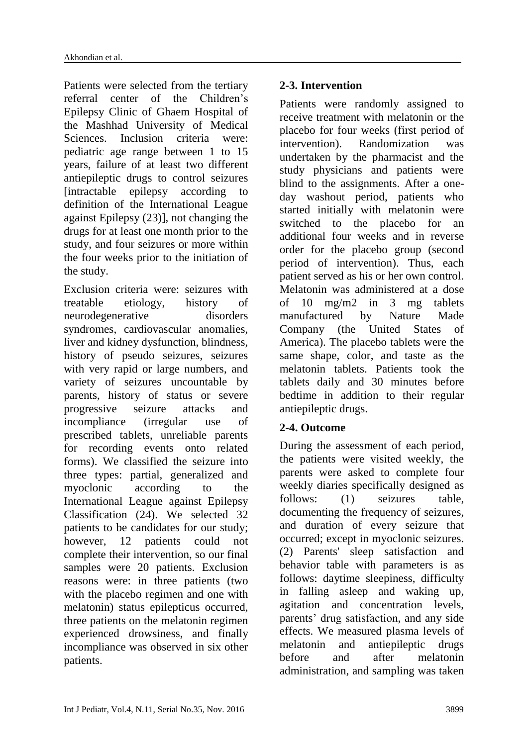Patients were selected from the tertiary referral center of the Children's Epilepsy Clinic of Ghaem Hospital of the Mashhad University of Medical Sciences. Inclusion criteria were: pediatric age range between 1 to 15 years, failure of at least two different antiepileptic drugs to control seizures [intractable epilepsy according to definition of the International League against Epilepsy (23)], not changing the drugs for at least one month prior to the study, and four seizures or more within the four weeks prior to the initiation of the study.

Exclusion criteria were: seizures with treatable etiology, history of neurodegenerative disorders syndromes, cardiovascular anomalies, liver and kidney dysfunction, blindness, history of pseudo seizures, seizures with very rapid or large numbers, and variety of seizures uncountable by parents, history of status or severe progressive seizure attacks and incompliance (irregular use of prescribed tablets, unreliable parents for recording events onto related forms). We classified the seizure into three types: partial, generalized and myoclonic according to the International League against Epilepsy Classification (24). We selected 32 patients to be candidates for our study; however, 12 patients could not complete their intervention, so our final samples were 20 patients. Exclusion reasons were: in three patients (two with the placebo regimen and one with melatonin) status epilepticus occurred, three patients on the melatonin regimen experienced drowsiness, and finally incompliance was observed in six other patients.

## 2-3. Intervention

Patients were randomly assigned to receive treatment with melatonin or the placebo for four weeks (first period of intervention). Randomization was undertaken by the pharmacist and the study physicians and patients were blind to the assignments. After a one-day washout period, patients who started initially with melatonin were switched to the placebo for an additional four weeks and in reverse order for the placebo group (second period of intervention). Thus, each patient served as his or her own control. Melatonin was administered at a dose of 10 mg/m2 in 3 mg tablets manufactured by Nature Made Company (the United States of America). The placebo tablets were the same shape, color, and taste as the melatonin tablets. Patients took the tablets daily and 30 minutes before bedtime in addition to their regular antiepileptic drugs.

## 2-4. Outcome

During the assessment of each period, the patients were visited weekly, the parents were asked to complete four weekly diaries specifically designed as follows: (1) seizures table, documenting the frequency of seizures, and duration of every seizure that occurred; except in myoclonic seizures. (2) Parents' sleep satisfaction and behavior table with parameters is as follows: daytime sleepiness, difficulty in falling asleep and waking up, agitation and concentration levels, parents' drug satisfaction, and any side effects. We measured plasma levels of melatonin and antiepileptic drugs before and after melatonin administration, and sampling was taken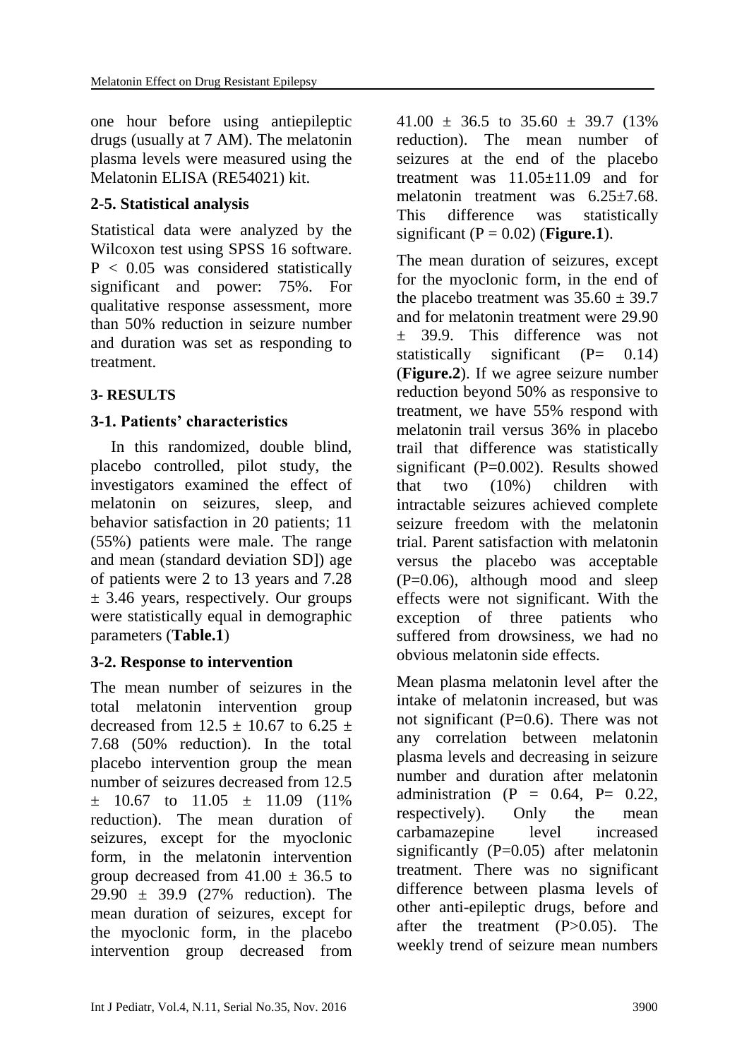one hour before using antiepileptic drugs (usually at 7 AM). The melatonin plasma levels were measured using the Melatonin ELISA (RE54021) kit.

### 2-5. Statistical analysis

Statistical data were analyzed by the Wilcoxon test using SPSS 16 software. $P < 0.05$ was considered statistically significant and power: 75%. For qualitative response assessment, more than 50% reduction in seizure number and duration was set as responding to treatment.

## 3- RESULTS

### 3-1. Patients' characteristics

In this randomized, double blind, placebo controlled, pilot study, the investigators examined the effect of melatonin on seizures, sleep, and behavior satisfaction in 20 patients; 11 (55%) patients were male. The range and mean (standard deviation SD]) age of patients were 2 to 13 years and 7.28 ± 3.46 years, respectively. Our groups were statistically equal in demographic parameters (**Table.1**)

### 3-2. Response to intervention

The mean number of seizures in the total melatonin intervention group decreased from 12.5 ± 10.67 to 6.25 ± 7.68 (50% reduction). In the total placebo intervention group the mean number of seizures decreased from 12.5 ± 10.67 to 11.05 ± 11.09 (11% reduction). The mean duration of seizures, except for the myoclonic form, in the melatonin intervention group decreased from 41.00 ± 36.5 to 29.90 ± 39.9 (27% reduction). The mean duration of seizures, except for the myoclonic form, in the placebo intervention group decreased from 41.00 ± 36.5 to 35.60 ± 39.7 (13% reduction). The mean number of seizures at the end of the placebo treatment was 11.05±11.09 and for melatonin treatment was 6.25±7.68. This difference was statistically significant ($P = 0.02$) (**Figure.1**).

The mean duration of seizures, except for the myoclonic form, in the end of the placebo treatment was 35.60 ± 39.7 and for melatonin treatment were 29.90 ± 39.9. This difference was not statistically significant ($P= 0.14$) (**Figure.2**). If we agree seizure number reduction beyond 50% as responsive to treatment, we have 55% respond with melatonin trail versus 36% in placebo trail that difference was statistically significant ($P=0.002$). Results showed that two (10%) children with intractable seizures achieved complete seizure freedom with the melatonin trial. Parent satisfaction with melatonin versus the placebo was acceptable ($P=0.06$), although mood and sleep effects were not significant. With the exception of three patients who suffered from drowsiness, we had no obvious melatonin side effects.

Mean plasma melatonin level after the intake of melatonin increased, but was not significant ($P=0.6$). There was not any correlation between melatonin plasma levels and decreasing in seizure number and duration after melatonin administration ($P = 0.64$, $P= 0.22$, respectively). Only the mean carbamazepine level increased significantly ($P=0.05$) after melatonin treatment. There was no significant difference between plasma levels of other anti-epileptic drugs, before and after the treatment ($P>0.05$). The weekly trend of seizure mean numbers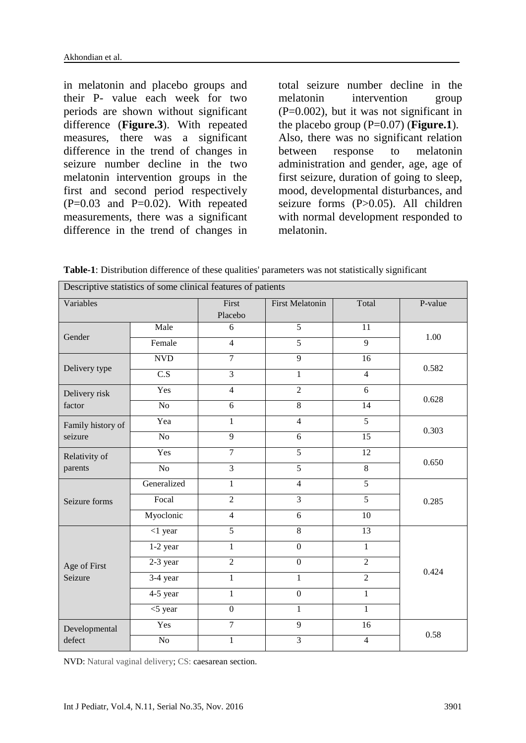in melatonin and placebo groups and their P- value each week for two periods are shown without significant difference (**Figure.3**). With repeated measures, there was a significant difference in the trend of changes in seizure number decline in the two melatonin intervention groups in the first and second period respectively (P=0.03 and P=0.02). With repeated measurements, there was a significant difference in the trend of changes in total seizure number decline in the melatonin intervention group (P=0.002), but it was not significant in the placebo group (P=0.07) (**Figure.1**). Also, there was no significant relation between response to melatonin administration and gender, age, age of first seizure, duration of going to sleep, mood, developmental disturbances, and seizure forms (P>0.05). All children with normal development responded to melatonin.

**Table-1**: Distribution difference of these qualities' parameters was not statistically significant

| Descriptive statistics of some clinical features of patients | | | | | |
|---|---|---|---|---|---|
| Variables | | First Placebo | First Melatonin | Total | P-value |
| Gender | Male | 6 | 5 | 11 | 1.00 |
| | Female | 4 | 5 | 9 | |
| Delivery type | NVD | 7 | 9 | 16 | 0.582 |
| | C.S | 3 | 1 | 4 | |
| Delivery risk factor | Yes | 4 | 2 | 6 | 0.628 |
| | No | 6 | 8 | 14 | |
| Family history of seizure | Yea | 1 | 4 | 5 | 0.303 |
| | No | 9 | 6 | 15 | |
| Relativity of parents | Yes | 7 | 5 | 12 | 0.650 |
| | No | 3 | 5 | 8 | |
| Seizure forms | Generalized | 1 | 4 | 5 | 0.285 |
| | Focal | 2 | 3 | 5 | |
| | Myoclonic | 4 | 6 | 10 | |
| Age of First Seizure | <1 year | 5 | 8 | 13 | 0.424 |
| | 1-2 year | 1 | 0 | 1 | |
| | 2-3 year | 2 | 0 | 2 | |
| | 3-4 year | 1 | 1 | 2 | |
| | 4-5 year | 1 | 0 | 1 | |
| | <5 year | 0 | 1 | 1 | |
| Developmental defect | Yes | 7 | 9 | 16 | 0.58 |
| | No | 1 | 3 | 4 | |

NVD: Natural vaginal delivery; CS: caesarean section.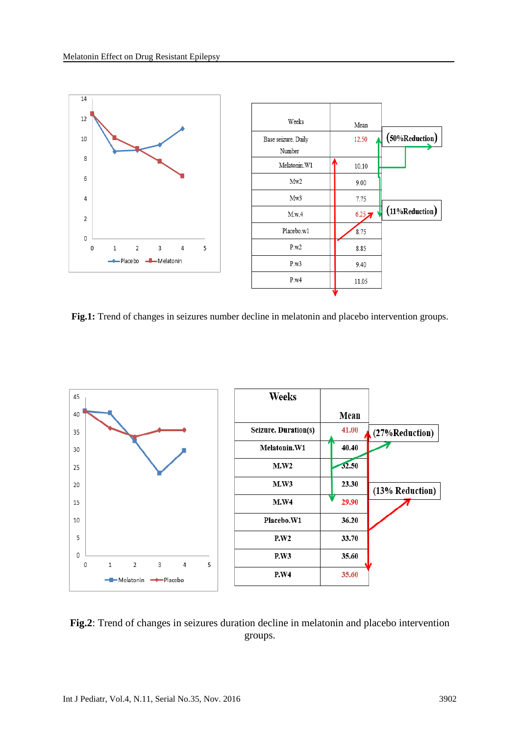| Weeks | Mean |
|---|---|
| Base seizure. Daily Number | 12.50 |
| Melatonin.W1 | 10.10 |
| Mw2 | 9.00 |
| Mw3 | 7.75 |
| M.w.4 | 6.25 |
| Placebo.w1 | 8.75 |
| P.w2 | 8.85 |
| P.w3 | 9.40 |
| P.w4 | 11.05 |

(50%Reduction)

(11%Reduction)

**Fig.1:** Trend of changes in seizures number decline in melatonin and placebo intervention groups.

| Weeks | Mean |
|---|---|
| Seizure. Duration(s) | 41.00 |
| Melatonin.W1 | 40.40 |
| M.W2 | 32.50 |
| M.W3 | 23.30 |
| M.W4 | 29.90 |
| Placebo.W1 | 36.20 |
| P.W2 | 33.70 |
| P.W3 | 35.60 |
| P.W4 | 35.60 |

(27%Reduction)

(13% Reduction)

**Fig.2**: Trend of changes in seizures duration decline in melatonin and placebo intervention groups.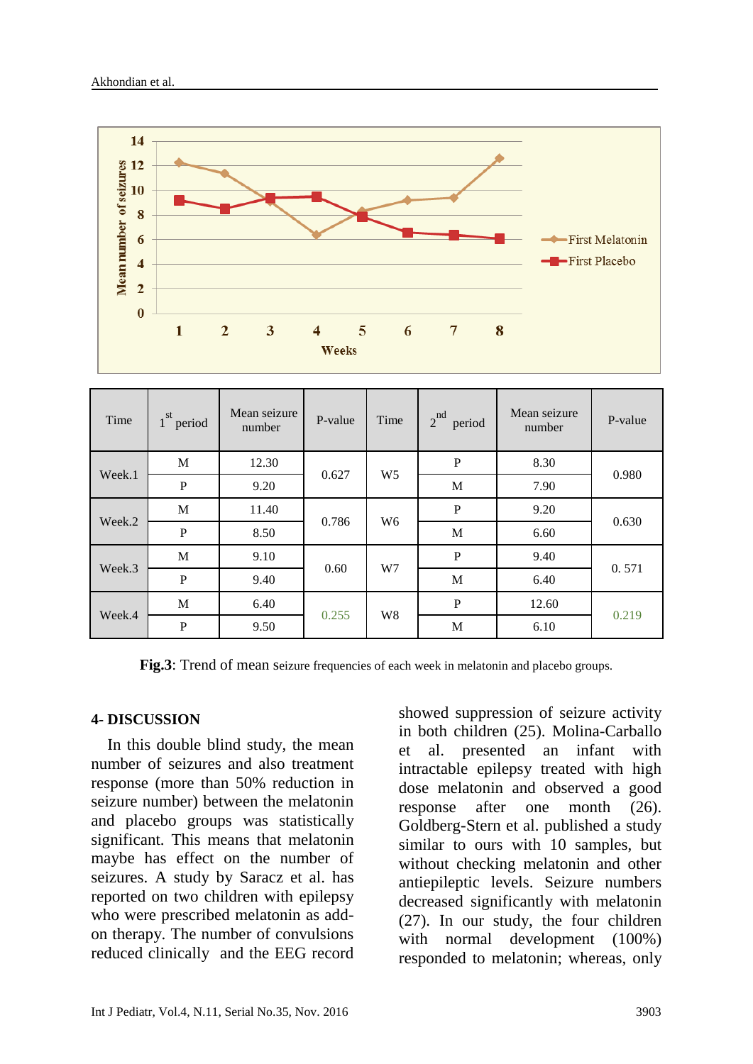| Time | 1st period | Mean seizure number | P-value | Time | 2nd period | Mean seizure number | P-value |
|---|---|---|---|---|---|---|---|
| Week.1 | M | 12.30 | 0.627 | W5 | P | 8.30 | 0.980 |
| | P | 9.20 | | | M | 7.90 | |
| Week.2 | M | 11.40 | 0.786 | W6 | P | 9.20 | 0.630 |
| | P | 8.50 | | | M | 6.60 | |
| Week.3 | M | 9.10 | 0.60 | W7 | P | 9.40 | 0. 571 |
| | P | 9.40 | | | M | 6.40 | |
| Week.4 | M | 6.40 | 0.255 | W8 | P | 12.60 | 0.219 |
| | P | 9.50 | | | M | 6.10 | |

**Fig.3**: Trend of mean seizure frequencies of each week in melatonin and placebo groups.

## 4- DISCUSSION

In this double blind study, the mean number of seizures and also treatment response (more than 50% reduction in seizure number) between the melatonin and placebo groups was statistically significant. This means that melatonin maybe has effect on the number of seizures. A study by Saracz et al. has reported on two children with epilepsy who were prescribed melatonin as add-on therapy. The number of convulsions reduced clinically and the EEG record showed suppression of seizure activity in both children (25). Molina-Carballo et al. presented an infant with intractable epilepsy treated with high dose melatonin and observed a good response after one month (26). Goldberg-Stern et al. published a study similar to ours with 10 samples, but without checking melatonin and other antiepileptic levels. Seizure numbers decreased significantly with melatonin (27). In our study, the four children with normal development (100%) responded to melatonin; whereas, only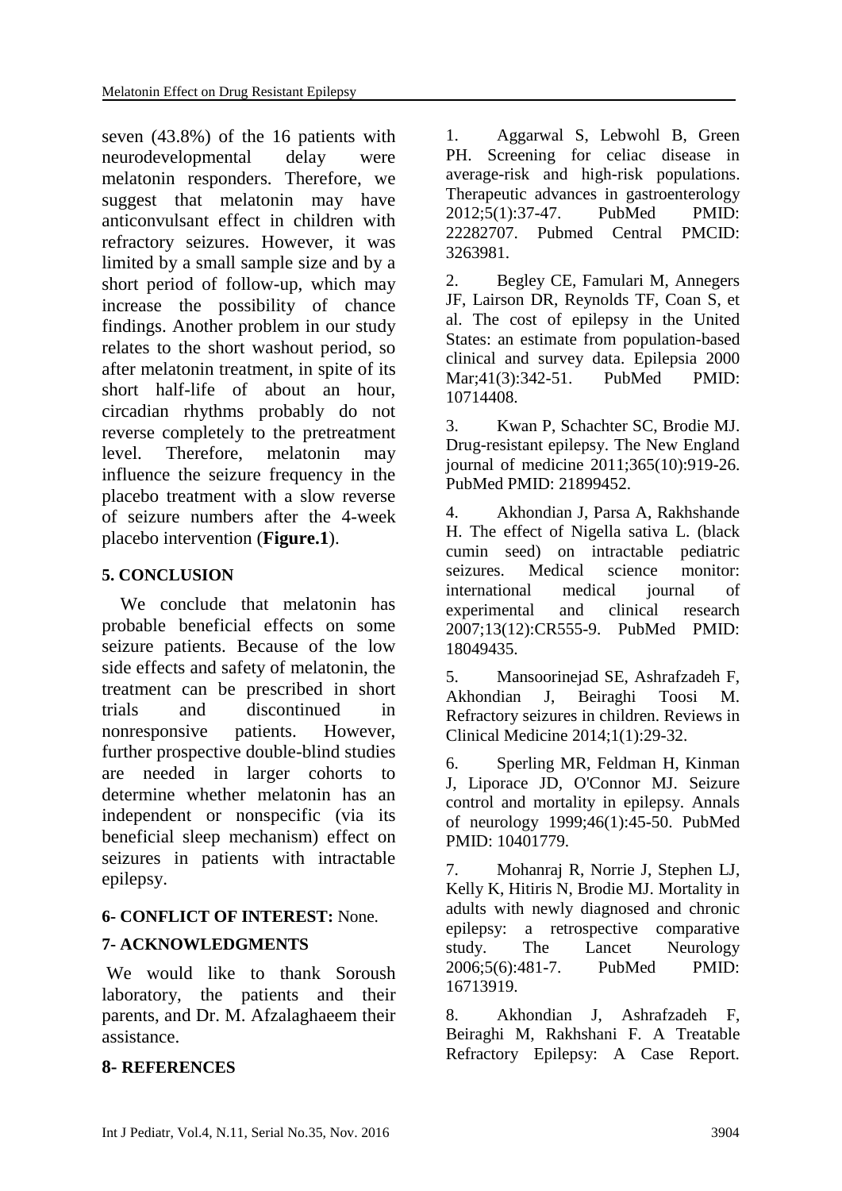seven (43.8%) of the 16 patients with neurodevelopmental delay were melatonin responders. Therefore, we suggest that melatonin may have anticonvulsant effect in children with refractory seizures. However, it was limited by a small sample size and by a short period of follow-up, which may increase the possibility of chance findings. Another problem in our study relates to the short washout period, so after melatonin treatment, in spite of its short half-life of about an hour, circadian rhythms probably do not reverse completely to the pretreatment level. Therefore, melatonin may influence the seizure frequency in the placebo treatment with a slow reverse of seizure numbers after the 4-week placebo intervention (**Figure.1**).

## 5. CONCLUSION

We conclude that melatonin has probable beneficial effects on some seizure patients. Because of the low side effects and safety of melatonin, the treatment can be prescribed in short trials and discontinued in nonresponsive patients. However, further prospective double-blind studies are needed in larger cohorts to determine whether melatonin has an independent or nonspecific (via its beneficial sleep mechanism) effect on seizures in patients with intractable epilepsy.

## 6- CONFLICT OF INTEREST: None.

## 7- ACKNOWLEDGMENTS

We would like to thank Soroush laboratory, the patients and their parents, and Dr. M. Afzalaghaeem their assistance.

## 8- REFERENCES

1. Aggarwal S, Lebwohl B, Green PH. Screening for celiac disease in average-risk and high-risk populations. Therapeutic advances in gastroenterology 2012;5(1):37-47. PubMed PMID: 22282707. Pubmed Central PMCID: 3263981.

2. Begley CE, Famulari M, Annegers JF, Lairson DR, Reynolds TF, Coan S, et al. The cost of epilepsy in the United States: an estimate from population-based clinical and survey data. Epilepsia 2000 Mar;41(3):342-51. PubMed PMID: 10714408.

3. Kwan P, Schachter SC, Brodie MJ. Drug-resistant epilepsy. The New England journal of medicine 2011;365(10):919-26. PubMed PMID: 21899452.

4. Akhondian J, Parsa A, Rakhshande H. The effect of Nigella sativa L. (black cumin seed) on intractable pediatric seizures. Medical science monitor: international medical journal of experimental and clinical research 2007;13(12):CR555-9. PubMed PMID: 18049435.

5. Mansoorinejad SE, Ashrafzadeh F, Akhondian J, Beiraghi Toosi M. Refractory seizures in children. Reviews in Clinical Medicine 2014;1(1):29-32.

6. Sperling MR, Feldman H, Kinman J, Liporace JD, O'Connor MJ. Seizure control and mortality in epilepsy. Annals of neurology 1999;46(1):45-50. PubMed PMID: 10401779.

7. Mohanraj R, Norrie J, Stephen LJ, Kelly K, Hitiris N, Brodie MJ. Mortality in adults with newly diagnosed and chronic epilepsy: a retrospective comparative study. The Lancet Neurology 2006;5(6):481-7. PubMed PMID: 16713919.

8. Akhondian J, Ashrafzadeh F, Beiraghi M, Rakhshani F. A Treatable Refractory Epilepsy: A Case Report.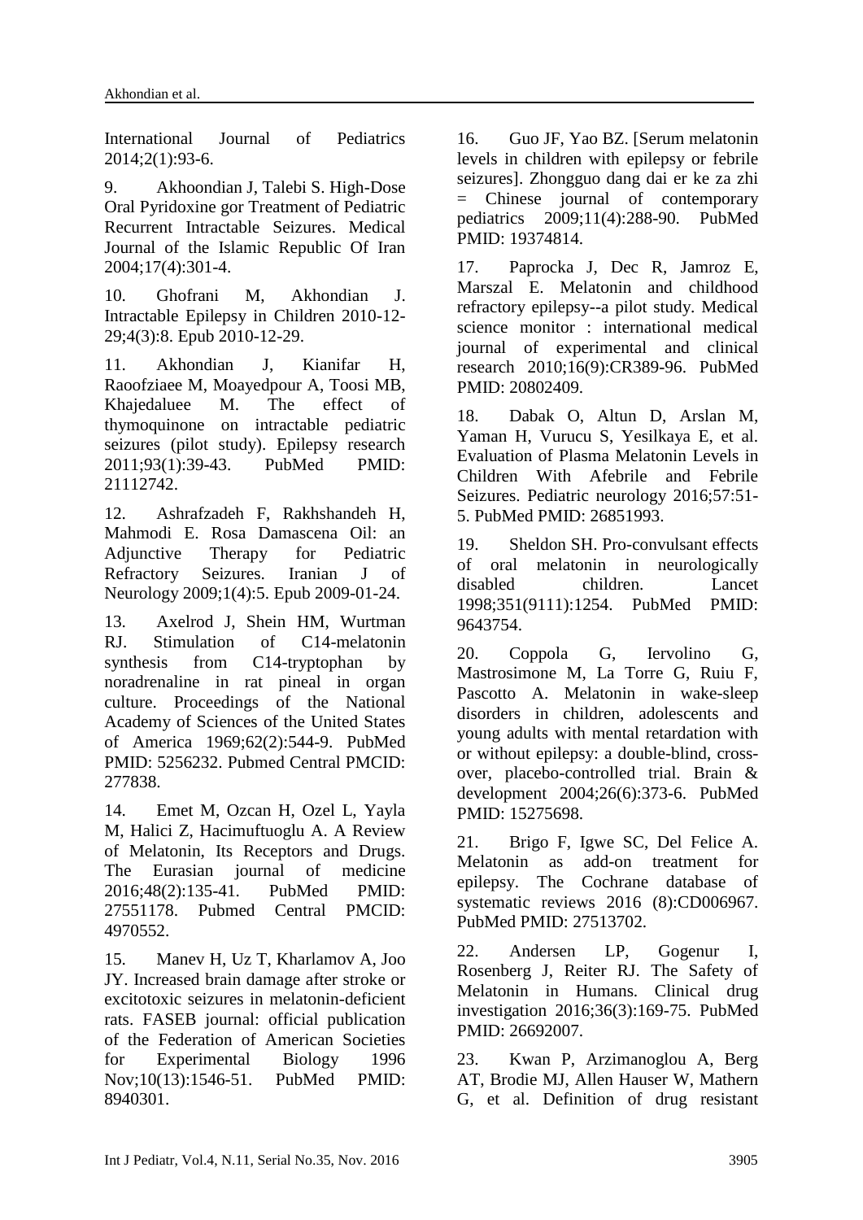International Journal of Pediatrics 2014;2(1):93-6.

9. Akhoondian J, Talebi S. High-Dose Oral Pyridoxine gor Treatment of Pediatric Recurrent Intractable Seizures. Medical Journal of the Islamic Republic Of Iran 2004;17(4):301-4.

10. Ghofrani M, Akhondian J. Intractable Epilepsy in Children 2010-12-29;4(3):8. Epub 2010-12-29.

11. Akhondian J, Kianifar H, Raoofziaee M, Moayedpour A, Toosi MB, Khajedaluee M. The effect of thymoquinone on intractable pediatric seizures (pilot study). Epilepsy research 2011;93(1):39-43. PubMed PMID: 21112742.

12. Ashrafzadeh F, Rakhshandeh H, Mahmodi E. Rosa Damascena Oil: an Adjunctive Therapy for Pediatric Refractory Seizures. Iranian J of Neurology 2009;1(4):5. Epub 2009-01-24.

13. Axelrod J, Shein HM, Wurtman RJ. Stimulation of C14-melatonin synthesis from C14-tryptophan by noradrenaline in rat pineal in organ culture. Proceedings of the National Academy of Sciences of the United States of America 1969;62(2):544-9. PubMed PMID: 5256232. Pubmed Central PMCID: 277838.

14. Emet M, Ozcan H, Ozel L, Yayla M, Halici Z, Hacimuftuoglu A. A Review of Melatonin, Its Receptors and Drugs. The Eurasian journal of medicine 2016;48(2):135-41. PubMed PMID: 27551178. Pubmed Central PMCID: 4970552.

15. Manev H, Uz T, Kharlamov A, Joo JY. Increased brain damage after stroke or excitotoxic seizures in melatonin-deficient rats. FASEB journal: official publication of the Federation of American Societies for Experimental Biology 1996 Nov;10(13):1546-51. PubMed PMID: 8940301.

16. Guo JF, Yao BZ. [Serum melatonin levels in children with epilepsy or febrile seizures]. Zhongguo dang dai er ke za zhi = Chinese journal of contemporary pediatrics 2009;11(4):288-90. PubMed PMID: 19374814.

17. Paprocka J, Dec R, Jamroz E, Marszal E. Melatonin and childhood refractory epilepsy--a pilot study. Medical science monitor : international medical journal of experimental and clinical research 2010;16(9):CR389-96. PubMed PMID: 20802409.

18. Dabak O, Altun D, Arslan M, Yaman H, Vurucu S, Yesilkaya E, et al. Evaluation of Plasma Melatonin Levels in Children With Afebrile and Febrile Seizures. Pediatric neurology 2016;57:51-5. PubMed PMID: 26851993.

19. Sheldon SH. Pro-convulsant effects of oral melatonin in neurologically disabled children. Lancet 1998;351(9111):1254. PubMed PMID: 9643754.

20. Coppola G, Iervolino G, Mastrosimone M, La Torre G, Ruiu F, Pascotto A. Melatonin in wake-sleep disorders in children, adolescents and young adults with mental retardation with or without epilepsy: a double-blind, cross-over, placebo-controlled trial. Brain & development 2004;26(6):373-6. PubMed PMID: 15275698.

21. Brigo F, Igwe SC, Del Felice A. Melatonin as add-on treatment for epilepsy. The Cochrane database of systematic reviews 2016 (8):CD006967. PubMed PMID: 27513702.

22. Andersen LP, Gogenur I, Rosenberg J, Reiter RJ. The Safety of Melatonin in Humans. Clinical drug investigation 2016;36(3):169-75. PubMed PMID: 26692007.

23. Kwan P, Arzimanoglou A, Berg AT, Brodie MJ, Allen Hauser W, Mathern G, et al. Definition of drug resistant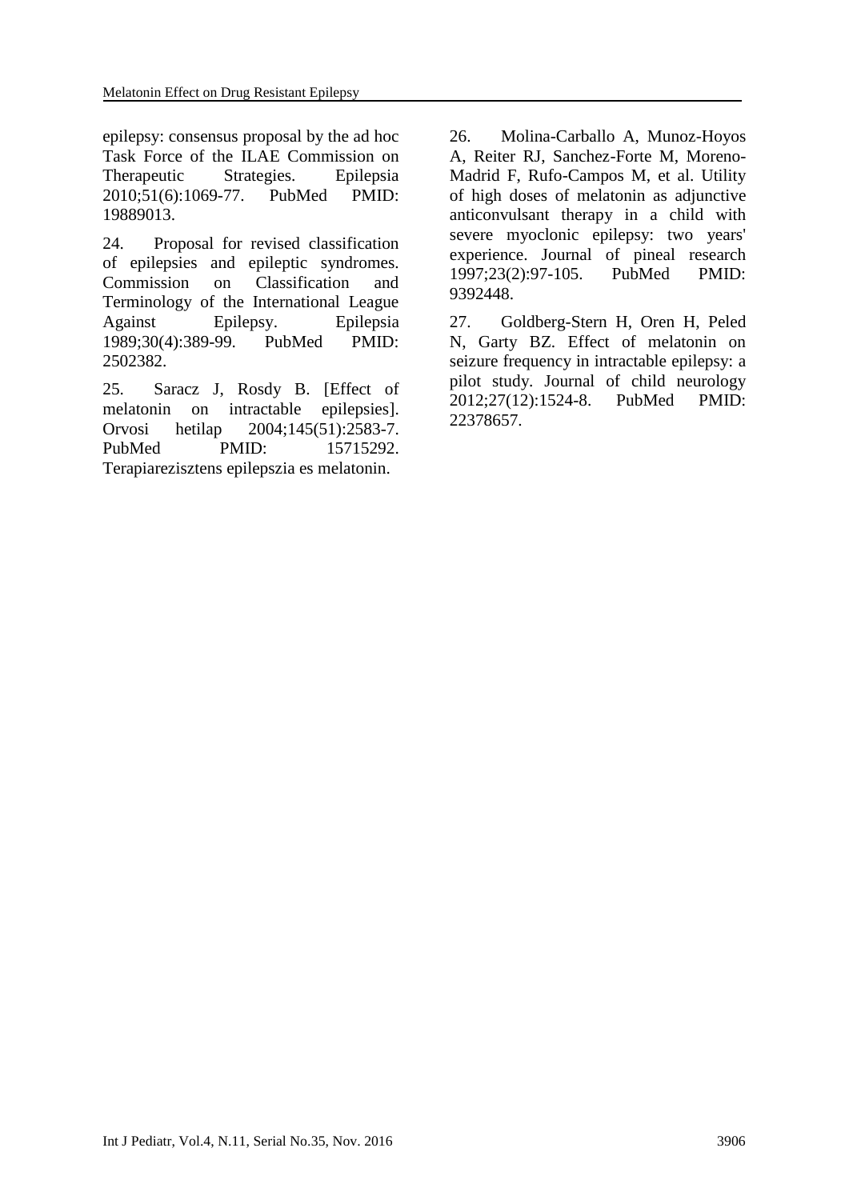epilepsy: consensus proposal by the ad hoc Task Force of the ILAE Commission on Therapeutic Strategies. Epilepsia 2010;51(6):1069-77. PubMed PMID: 19889013.

24. Proposal for revised classification of epilepsies and epileptic syndromes. Commission on Classification and Terminology of the International League Against Epilepsy. Epilepsia 1989;30(4):389-99. PubMed PMID: 2502382.

25. Saracz J, Rosdy B. [Effect of melatonin on intractable epilepsies]. Orvosi hetilap 2004;145(51):2583-7. PubMed PMID: 15715292. Terapiarezisztens epilepszia es melatonin.

26. Molina-Carballo A, Munoz-Hoyos A, Reiter RJ, Sanchez-Forte M, Moreno-Madrid F, Rufo-Campos M, et al. Utility of high doses of melatonin as adjunctive anticonvulsant therapy in a child with severe myoclonic epilepsy: two years' experience. Journal of pineal research 1997;23(2):97-105. PubMed PMID: 9392448.

27. Goldberg-Stern H, Oren H, Peled N, Garty BZ. Effect of melatonin on seizure frequency in intractable epilepsy: a pilot study. Journal of child neurology 2012;27(12):1524-8. PubMed PMID: 22378657.